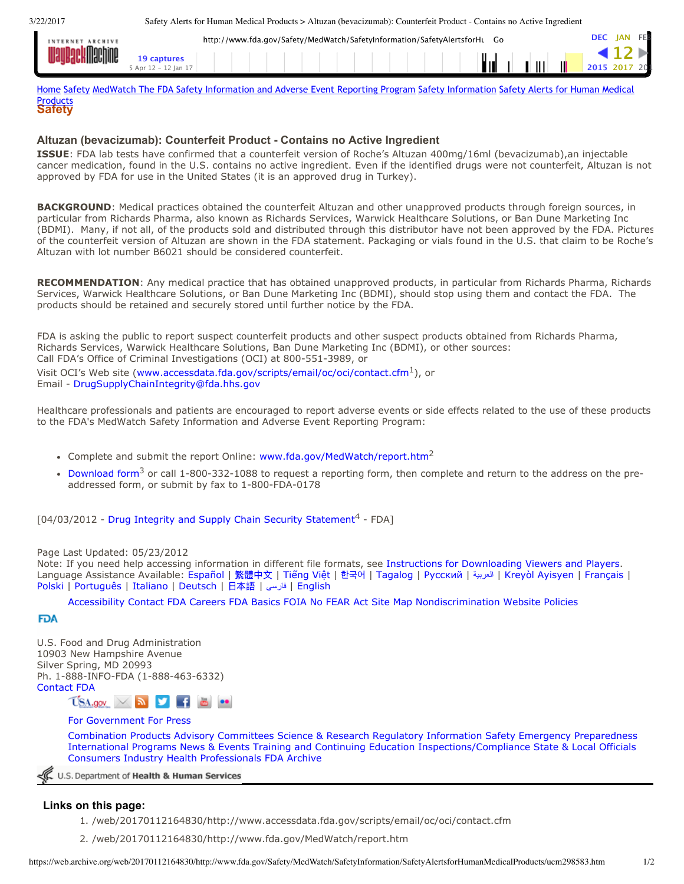Home Safety MedWatch The FDA Safety Information and Adverse Event Reporting Program Safety Information Safety Alerts for Human Medical Products

## Safety

### Altuzan (bevacizumab): Counterfeit Product - Contains no Active Ingredient

**ISSUE**: FDA lab tests have confirmed that a counterfeit version of Roche's Altuzan 400mg/16ml (bevacizumab),an injectable cancer medication, found in the U.S. contains no active ingredient. Even if the identified drugs were not counterfeit, Altuzan is not approved by FDA for use in the United States (it is an approved drug in Turkey).

**BACKGROUND**: Medical practices obtained the counterfeit Altuzan and other unapproved products through foreign sources, in particular from Richards Pharma, also known as Richards Services, Warwick Healthcare Solutions, or Ban Dune Marketing Inc (BDMI). Many, if not all, of the products sold and distributed through this distributor have not been approved by the FDA. Pictures of the counterfeit version of Altuzan are shown in the FDA statement. Packaging or vials found in the U.S. that claim to be Roche's Altuzan with lot number B6021 should be considered counterfeit.

**RECOMMENDATION**: Any medical practice that has obtained unapproved products, in particular from Richards Pharma, Richards Services, Warwick Healthcare Solutions, or Ban Dune Marketing Inc (BDMI), should stop using them and contact the FDA. The products should be retained and securely stored until further notice by the FDA.

FDA is asking the public to report suspect counterfeit products and other suspect products obtained from Richards Pharma, Richards Services, Warwick Healthcare Solutions, Ban Dune Marketing Inc (BDMI), or other sources:
Call FDA's Office of Criminal Investigations (OCI) at 800-551-3989, or
Visit OCI's Web site (www.accessdata.fda.gov/scripts/email/oc/oci/contact.cfm[1]), or
Email - DrugSupplyChainIntegrity@fda.hhs.gov

Healthcare professionals and patients are encouraged to report adverse events or side effects related to the use of these products to the FDA's MedWatch Safety Information and Adverse Event Reporting Program:

- Complete and submit the report Online: www.fda.gov/MedWatch/report.htm[2]
- Download form[3] or call 1-800-332-1088 to request a reporting form, then complete and return to the address on the pre-addressed form, or submit by fax to 1-800-FDA-0178

[04/03/2012 - Drug Integrity and Supply Chain Security Statement[4] - FDA]

Page Last Updated: 05/23/2012
Note: If you need help accessing information in different file formats, see Instructions for Downloading Viewers and Players.
Language Assistance Available: Español | 繁體中文 | Tiếng Việt | 한국어 | Tagalog | Русский | العربية | Kreyòl Ayisyen | Français | Polski | Português | Italiano | Deutsch | 日本語 | فارسی | English

Accessibility Contact FDA Careers FDA Basics FOIA No FEAR Act Site Map Nondiscrimination Website Policies

FDA

U.S. Food and Drug Administration
10903 New Hampshire Avenue
Silver Spring, MD 20993
Ph. 1-888-INFO-FDA (1-888-463-6332)
Contact FDA

For Government For Press

Combination Products Advisory Committees Science & Research Regulatory Information Safety Emergency Preparedness International Programs News & Events Training and Continuing Education Inspections/Compliance State & Local Officials Consumers Industry Health Professionals FDA Archive

U.S. Department of Health & Human Services

### Links on this page:

1. /web/20170112164830/http://www.accessdata.fda.gov/scripts/email/oc/oci/contact.cfm
2. /web/20170112164830/http://www.fda.gov/MedWatch/report.htm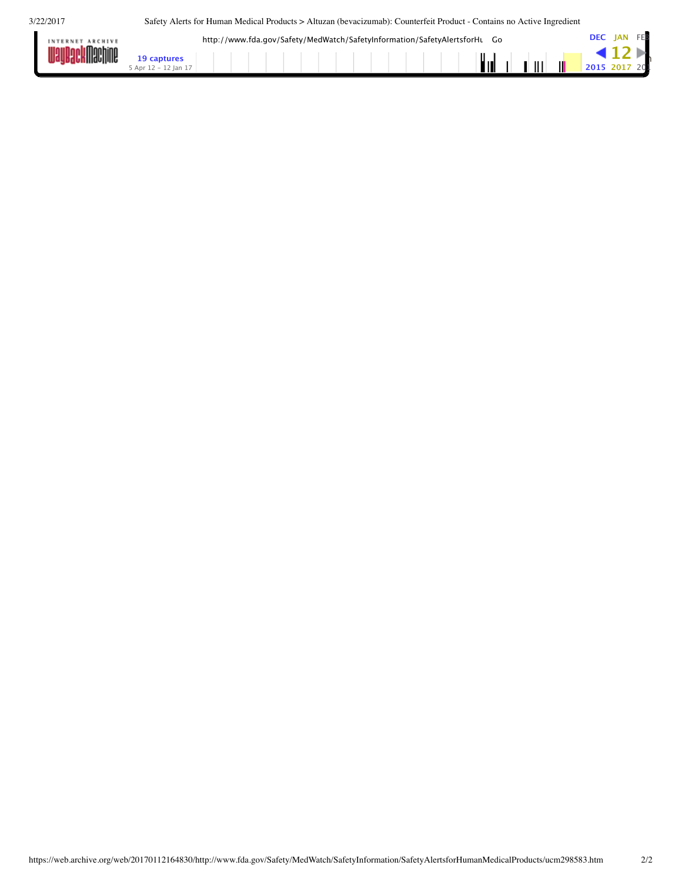INTERNET ARCHIVE
WaybackMachine

http://www.fda.gov/Safety/MedWatch/SafetyInformation/SafetyAlertsforHu Go

19 captures
5 Apr 12 – 12 Jan 17

DEC JAN FEB
12
2015 2017 20